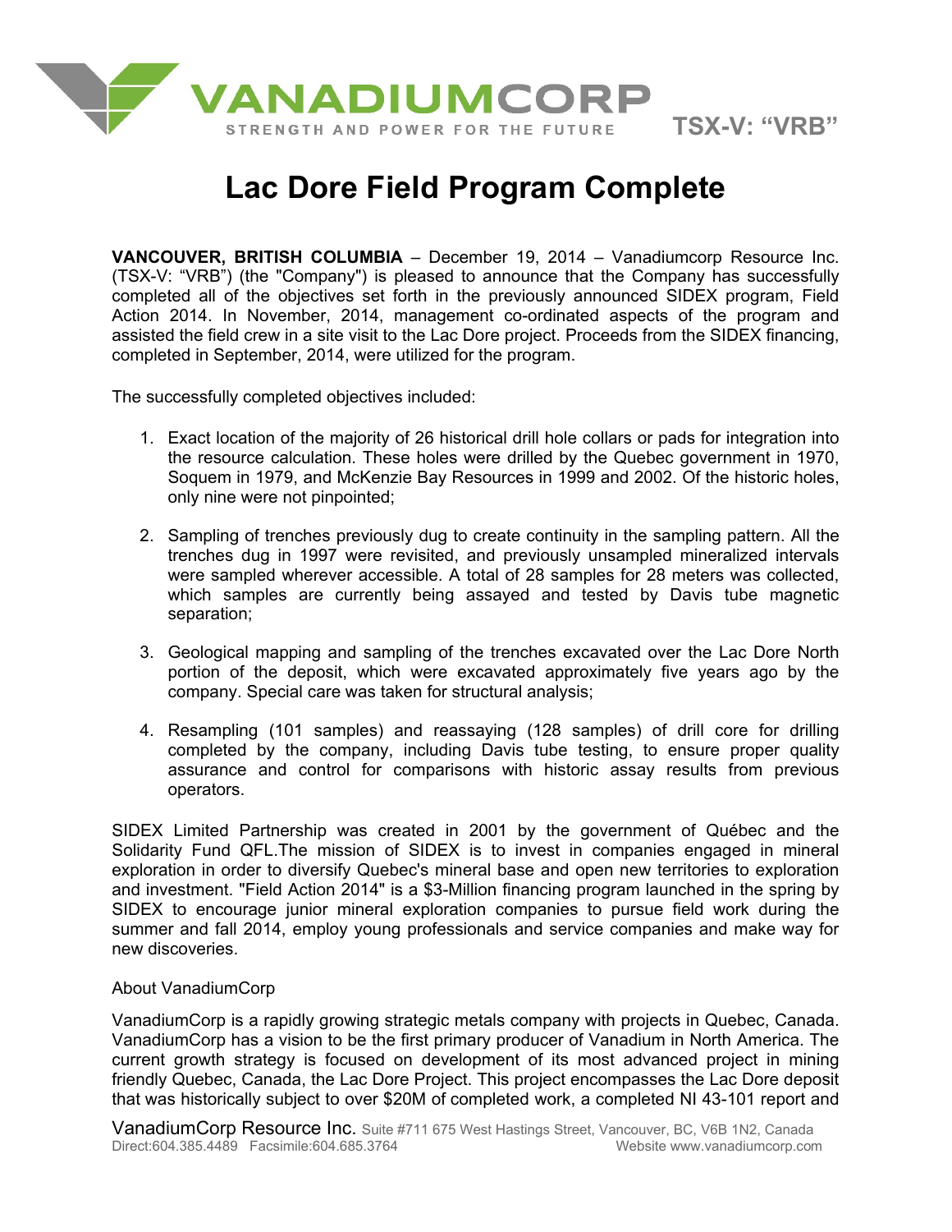VANADIUMCORP
STRENGTH AND POWER FOR THE FUTURE

TSX-V: "VRB"

# Lac Dore Field Program Complete

**VANCOUVER, BRITISH COLUMBIA** – December 19, 2014 – Vanadiumcorp Resource Inc. (TSX-V: "VRB") (the "Company") is pleased to announce that the Company has successfully completed all of the objectives set forth in the previously announced SIDEX program, Field Action 2014. In November, 2014, management co-ordinated aspects of the program and assisted the field crew in a site visit to the Lac Dore project. Proceeds from the SIDEX financing, completed in September, 2014, were utilized for the program.

The successfully completed objectives included:

1. Exact location of the majority of 26 historical drill hole collars or pads for integration into the resource calculation. These holes were drilled by the Quebec government in 1970, Soquem in 1979, and McKenzie Bay Resources in 1999 and 2002. Of the historic holes, only nine were not pinpointed;
2. Sampling of trenches previously dug to create continuity in the sampling pattern. All the trenches dug in 1997 were revisited, and previously unsampled mineralized intervals were sampled wherever accessible. A total of 28 samples for 28 meters was collected, which samples are currently being assayed and tested by Davis tube magnetic separation;
3. Geological mapping and sampling of the trenches excavated over the Lac Dore North portion of the deposit, which were excavated approximately five years ago by the company. Special care was taken for structural analysis;
4. Resampling (101 samples) and reassaying (128 samples) of drill core for drilling completed by the company, including Davis tube testing, to ensure proper quality assurance and control for comparisons with historic assay results from previous operators.

SIDEX Limited Partnership was created in 2001 by the government of Québec and the Solidarity Fund QFL.The mission of SIDEX is to invest in companies engaged in mineral exploration in order to diversify Quebec's mineral base and open new territories to exploration and investment. "Field Action 2014" is a $3-Million financing program launched in the spring by SIDEX to encourage junior mineral exploration companies to pursue field work during the summer and fall 2014, employ young professionals and service companies and make way for new discoveries.

About VanadiumCorp

VanadiumCorp is a rapidly growing strategic metals company with projects in Quebec, Canada. VanadiumCorp has a vision to be the first primary producer of Vanadium in North America. The current growth strategy is focused on development of its most advanced project in mining friendly Quebec, Canada, the Lac Dore Project. This project encompasses the Lac Dore deposit that was historically subject to over $20M of completed work, a completed NI 43-101 report and

VanadiumCorp Resource Inc. Suite #711 675 West Hastings Street, Vancouver, BC, V6B 1N2, Canada
Direct:604.385.4489 Facsimile:604.685.3764 Website www.vanadiumcorp.com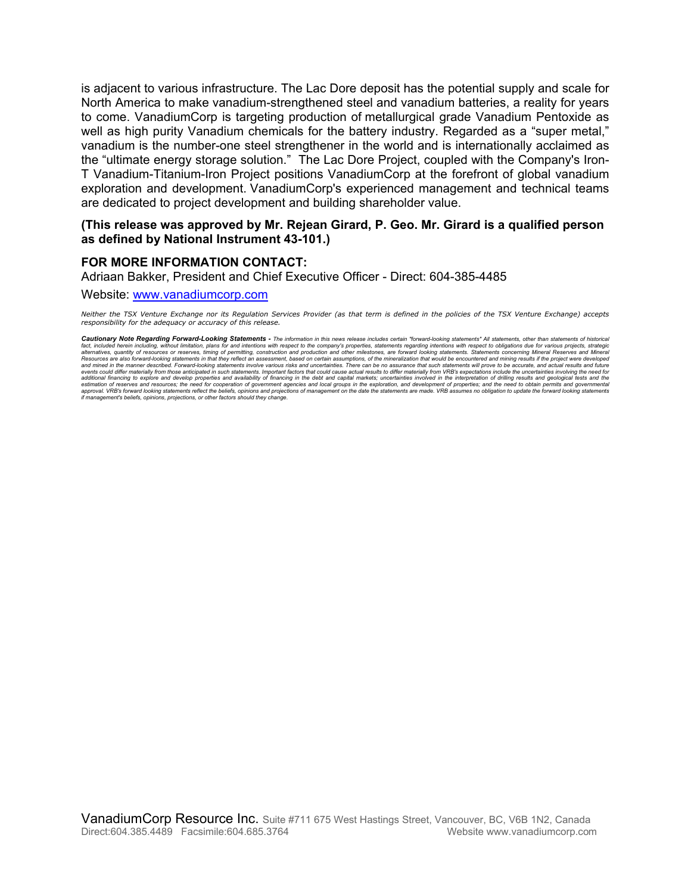is adjacent to various infrastructure. The Lac Dore deposit has the potential supply and scale for North America to make vanadium-strengthened steel and vanadium batteries, a reality for years to come. VanadiumCorp is targeting production of metallurgical grade Vanadium Pentoxide as well as high purity Vanadium chemicals for the battery industry. Regarded as a "super metal," vanadium is the number-one steel strengthener in the world and is internationally acclaimed as the "ultimate energy storage solution." The Lac Dore Project, coupled with the Company's Iron-T Vanadium-Titanium-Iron Project positions VanadiumCorp at the forefront of global vanadium exploration and development. VanadiumCorp's experienced management and technical teams are dedicated to project development and building shareholder value.

**(This release was approved by Mr. Rejean Girard, P. Geo. Mr. Girard is a qualified person as defined by National Instrument 43-101.)**

**FOR MORE INFORMATION CONTACT:**

Adriaan Bakker, President and Chief Executive Officer - Direct: 604-385-4485

Website: [www.vanadiumcorp.com](http://www.vanadiumcorp.com)

*Neither the TSX Venture Exchange nor its Regulation Services Provider (as that term is defined in the policies of the TSX Venture Exchange) accepts responsibility for the adequacy or accuracy of this release.*

***Cautionary Note Regarding Forward-Looking Statements -*** *The information in this news release includes certain "forward-looking statements" All statements, other than statements of historical fact, included herein including, without limitation, plans for and intentions with respect to the company's properties, statements regarding intentions with respect to obligations due for various projects, strategic alternatives, quantity of resources or reserves, timing of permitting, construction and production and other milestones, are forward looking statements. Statements concerning Mineral Reserves and Mineral Resources are also forward-looking statements in that they reflect an assessment, based on certain assumptions, of the mineralization that would be encountered and mining results if the project were developed and mined in the manner described. Forward-looking statements involve various risks and uncertainties. There can be no assurance that such statements will prove to be accurate, and actual results and future events could differ materially from those anticipated in such statements. Important factors that could cause actual results to differ materially from VRB's expectations include the uncertainties involving the need for additional financing to explore and develop properties and availability of financing in the debt and capital markets; uncertainties involved in the interpretation of drilling results and geological tests and the estimation of reserves and resources; the need for cooperation of government agencies and local groups in the exploration, and development of properties; and the need to obtain permits and governmental approval. VRB's forward looking statements reflect the beliefs, opinions and projections of management on the date the statements are made. VRB assumes no obligation to update the forward looking statements if management's beliefs, opinions, projections, or other factors should they change.*

VanadiumCorp Resource Inc. Suite #711 675 West Hastings Street, Vancouver, BC, V6B 1N2, Canada
Direct:604.385.4489 Facsimile:604.685.3764 Website www.vanadiumcorp.com